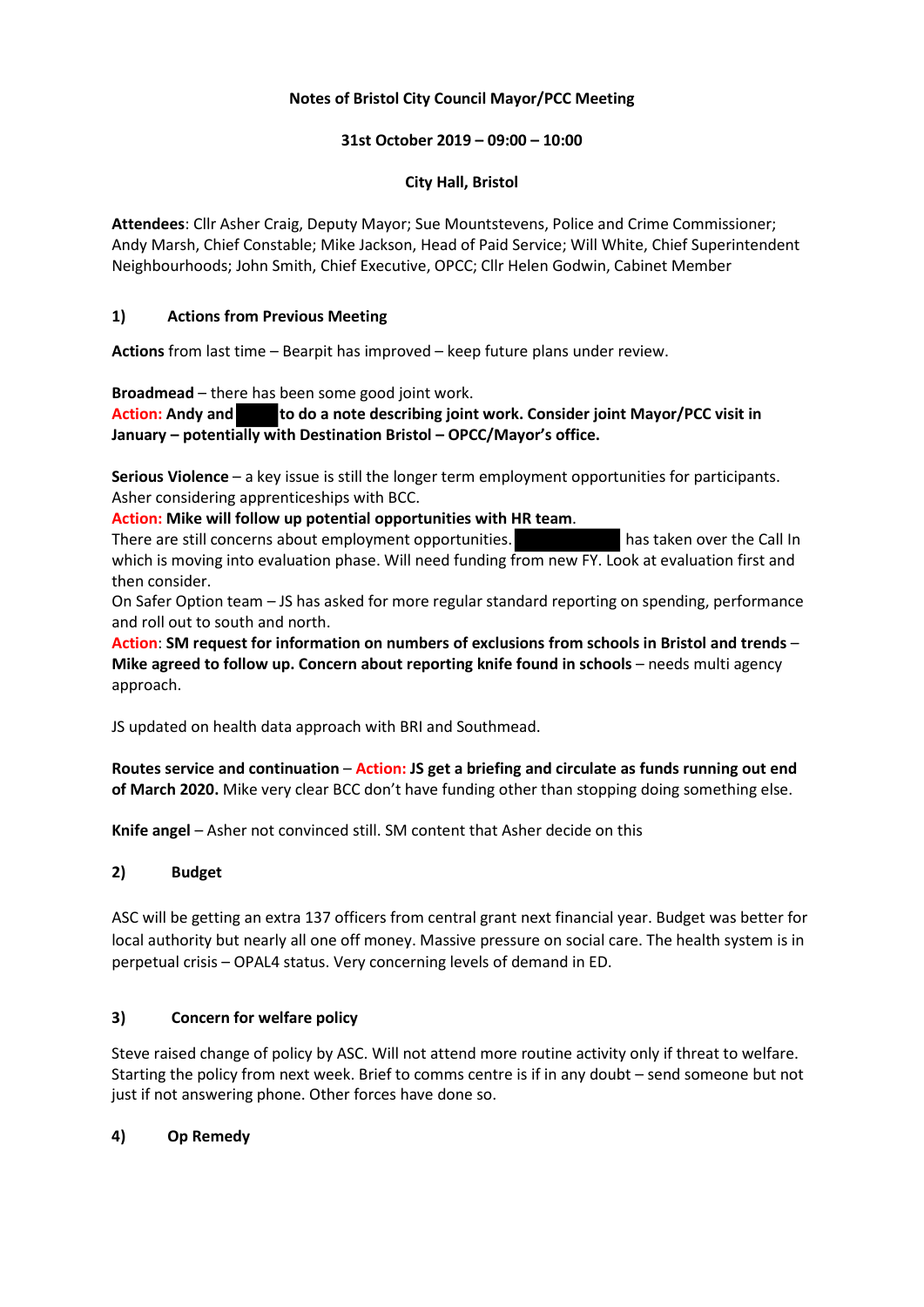**Notes of Bristol City Council Mayor/PCC Meeting**

**31st October 2019 – 09:00 – 10:00**

**City Hall, Bristol**

**Attendees**: Cllr Asher Craig, Deputy Mayor; Sue Mountstevens, Police and Crime Commissioner; Andy Marsh, Chief Constable; Mike Jackson, Head of Paid Service; Will White, Chief Superintendent Neighbourhoods; John Smith, Chief Executive, OPCC; Cllr Helen Godwin, Cabinet Member

## 1) Actions from Previous Meeting

**Actions** from last time – Bearpit has improved – keep future plans under review.

**Broadmead** – there has been some good joint work.
**Action: Andy and ████ to do a note describing joint work. Consider joint Mayor/PCC visit in January – potentially with Destination Bristol – OPCC/Mayor's office.**

**Serious Violence** – a key issue is still the longer term employment opportunities for participants. Asher considering apprenticeships with BCC.
**Action: Mike will follow up potential opportunities with HR team**.
There are still concerns about employment opportunities. ████████ has taken over the Call In which is moving into evaluation phase. Will need funding from new FY. Look at evaluation first and then consider.
On Safer Option team – JS has asked for more regular standard reporting on spending, performance and roll out to south and north.
**Action**: **SM request for information on numbers of exclusions from schools in Bristol and trends** – **Mike agreed to follow up. Concern about reporting knife found in schools** – needs multi agency approach.

JS updated on health data approach with BRI and Southmead.

**Routes service and continuation** – **Action: JS get a briefing and circulate as funds running out end of March 2020.** Mike very clear BCC don't have funding other than stopping doing something else.

**Knife angel** – Asher not convinced still. SM content that Asher decide on this

## 2) Budget

ASC will be getting an extra 137 officers from central grant next financial year. Budget was better for local authority but nearly all one off money. Massive pressure on social care. The health system is in perpetual crisis – OPAL4 status. Very concerning levels of demand in ED.

## 3) Concern for welfare policy

Steve raised change of policy by ASC. Will not attend more routine activity only if threat to welfare. Starting the policy from next week. Brief to comms centre is if in any doubt – send someone but not just if not answering phone. Other forces have done so.

## 4) Op Remedy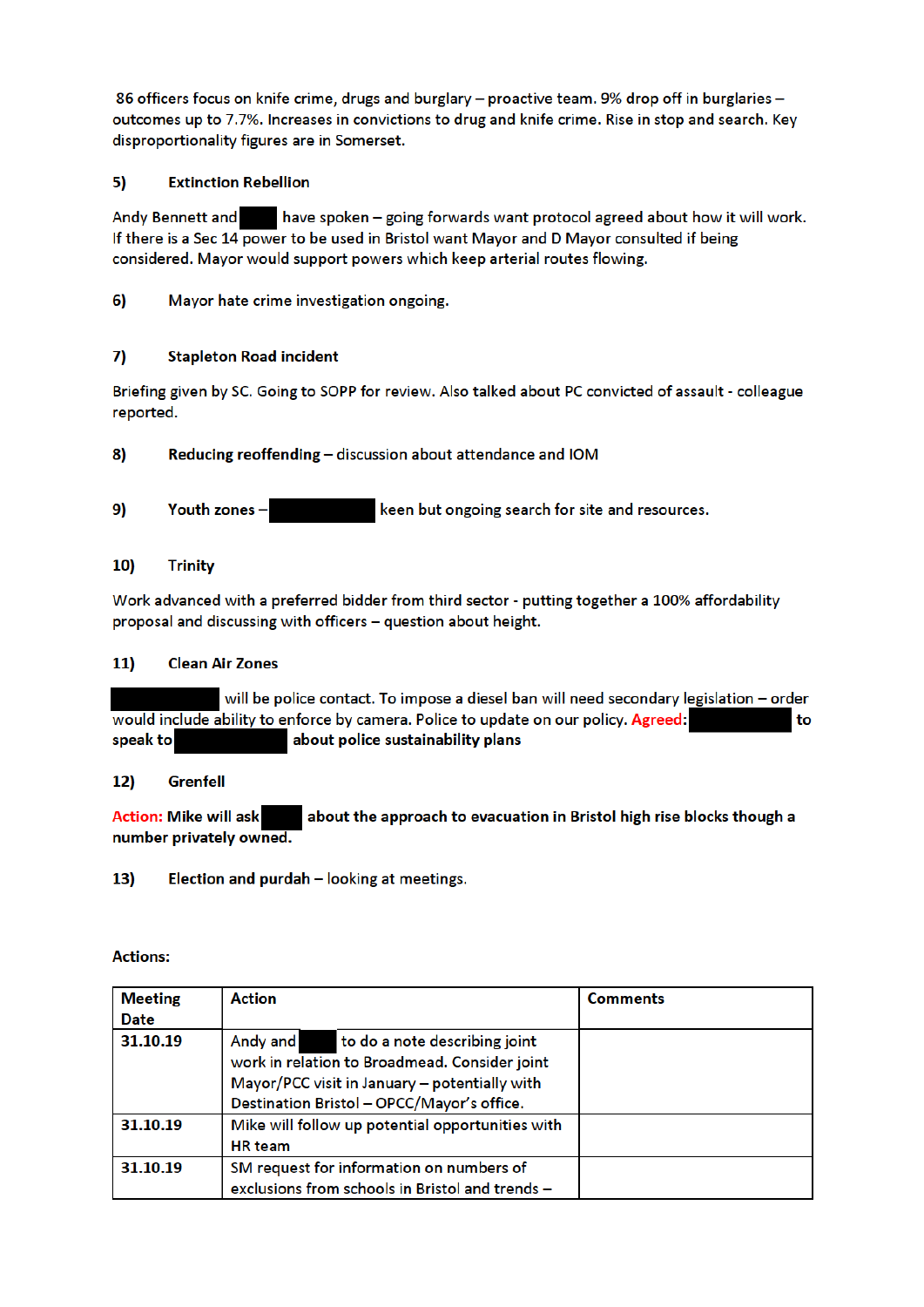86 officers focus on knife crime, drugs and burglary – proactive team. 9% drop off in burglaries – outcomes up to 7.7%. Increases in convictions to drug and knife crime. Rise in stop and search. Key disproportionality figures are in Somerset.

**5) Extinction Rebellion**

Andy Bennett and [REDACTED] have spoken – going forwards want protocol agreed about how it will work. If there is a Sec 14 power to be used in Bristol want Mayor and D Mayor consulted if being considered. Mayor would support powers which keep arterial routes flowing.

**6) Mayor hate crime investigation ongoing.**

**7) Stapleton Road incident**

Briefing given by SC. Going to SOPP for review. Also talked about PC convicted of assault - colleague reported.

**8) Reducing reoffending** – discussion about attendance and IOM

**9) Youth zones** – [REDACTED] keen but ongoing search for site and resources.

**10) Trinity**

Work advanced with a preferred bidder from third sector - putting together a 100% affordability proposal and discussing with officers – question about height.

**11) Clean Air Zones**

[REDACTED] will be police contact. To impose a diesel ban will need secondary legislation – order would include ability to enforce by camera. Police to update on our policy. Agreed: **[REDACTED] to speak to [REDACTED] about police sustainability plans**

**12) Grenfell**

Action: **Mike will ask [REDACTED] about the approach to evacuation in Bristol high rise blocks though a number privately owned.**

**13) Election and purdah** – looking at meetings.

**Actions:**

| Meeting Date | Action | Comments |
|---|---|---|
| **31.10.19** | Andy and [REDACTED] to do a note describing joint work in relation to Broadmead. Consider joint Mayor/PCC visit in January – potentially with Destination Bristol – OPCC/Mayor's office. | |
| **31.10.19** | Mike will follow up potential opportunities with HR team | |
| **31.10.19** | SM request for information on numbers of exclusions from schools in Bristol and trends – | |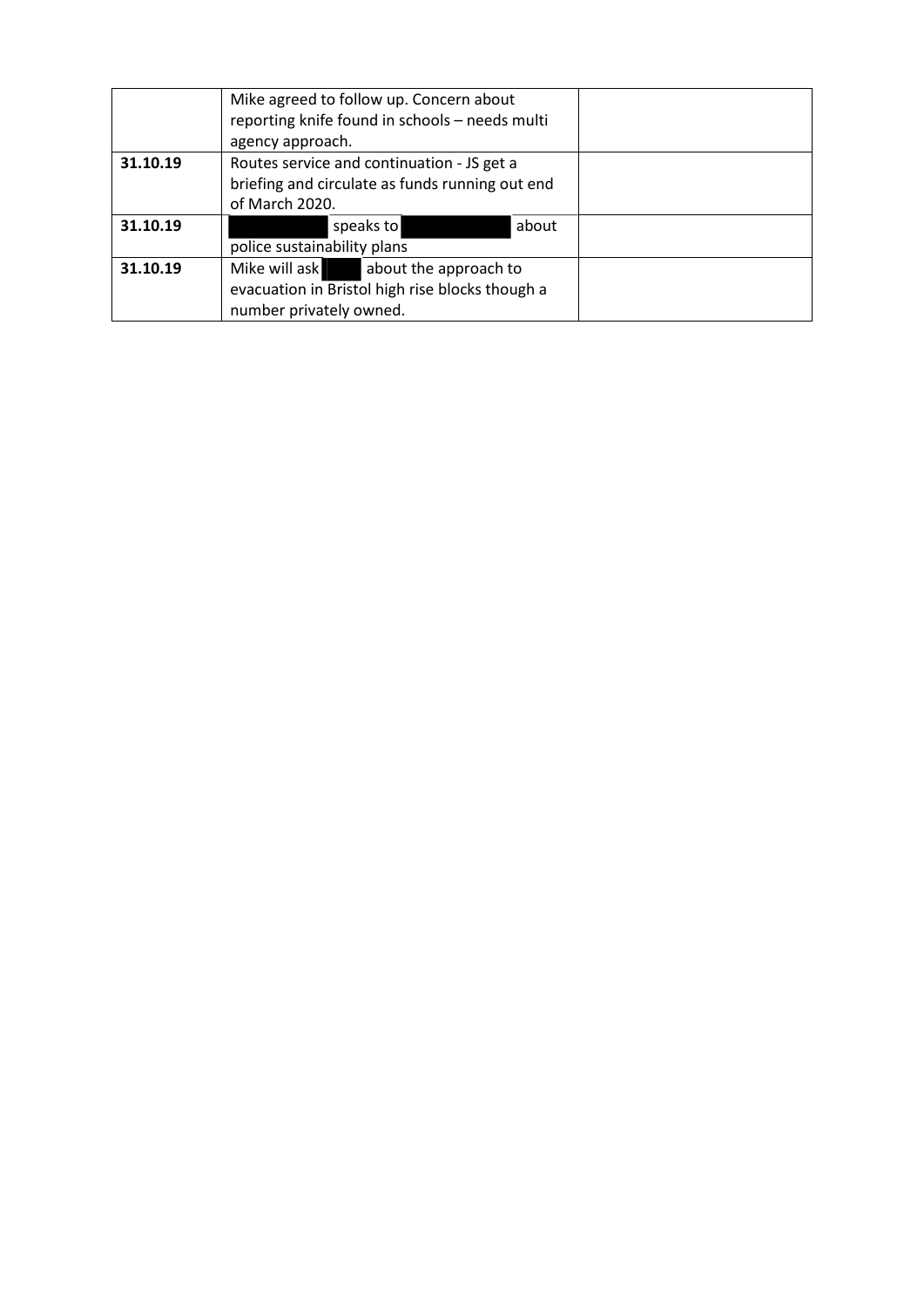| | | |
|---|---|---|
| | Mike agreed to follow up. Concern about reporting knife found in schools – needs multi agency approach. | |
| **31.10.19** | Routes service and continuation - JS get a briefing and circulate as funds running out end of March 2020. | |
| **31.10.19** | speaks to about police sustainability plans | |
| **31.10.19** | Mike will ask about the approach to evacuation in Bristol high rise blocks though a number privately owned. | |